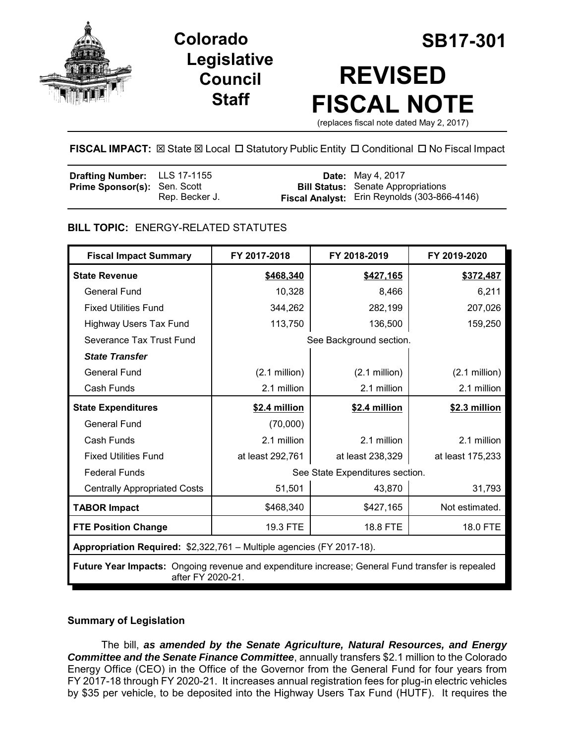# Colorado Legislative Council Staff

# SB17-301

# REVISED FISCAL NOTE

(replaces fiscal note dated May 2, 2017)

**FISCAL IMPACT:** ☒ State ☒ Local ☐ Statutory Public Entity ☐ Conditional ☐ No Fiscal Impact

| | | | |
|---|---|---|---|
| **Drafting Number:** | LLS 17-1155 | **Date:** | May 4, 2017 |
| **Prime Sponsor(s):** | Sen. Scott<br>Rep. Becker J. | **Bill Status:** | Senate Appropriations |
| | | **Fiscal Analyst:** | Erin Reynolds (303-866-4146) |

**BILL TOPIC:** ENERGY-RELATED STATUTES

| Fiscal Impact Summary | FY 2017-2018 | FY 2018-2019 | FY 2019-2020 |
|---|---|---|---|
| **State Revenue** | **$468,340** | **$427,165** | **$372,487** |
| General Fund | 10,328 | 8,466 | 6,211 |
| Fixed Utilities Fund | 344,262 | 282,199 | 207,026 |
| Highway Users Tax Fund | 113,750 | 136,500 | 159,250 |
| Severance Tax Trust Fund | See Background section. | | |
| ***State Transfer*** | | | |
| General Fund | (2.1 million) | (2.1 million) | (2.1 million) |
| Cash Funds | 2.1 million | 2.1 million | 2.1 million |
| **State Expenditures** | **$2.4 million** | **$2.4 million** | **$2.3 million** |
| General Fund | (70,000) | | |
| Cash Funds | 2.1 million | 2.1 million | 2.1 million |
| Fixed Utilities Fund | at least 292,761 | at least 238,329 | at least 175,233 |
| Federal Funds | See State Expenditures section. | | |
| Centrally Appropriated Costs | 51,501 | 43,870 | 31,793 |
| **TABOR Impact** | $468,340 | $427,165 | Not estimated. |
| **FTE Position Change** | 19.3 FTE | 18.8 FTE | 18.0 FTE |
| **Appropriation Required:** $2,322,761 – Multiple agencies (FY 2017-18). | | | |
| **Future Year Impacts:** Ongoing revenue and expenditure increase; General Fund transfer is repealed after FY 2020-21. | | | |

## Summary of Legislation

The bill, ***as amended by the Senate Agriculture, Natural Resources, and Energy Committee and the Senate Finance Committee***, annually transfers $2.1 million to the Colorado Energy Office (CEO) in the Office of the Governor from the General Fund for four years from FY 2017-18 through FY 2020-21. It increases annual registration fees for plug-in electric vehicles by $35 per vehicle, to be deposited into the Highway Users Tax Fund (HUTF). It requires the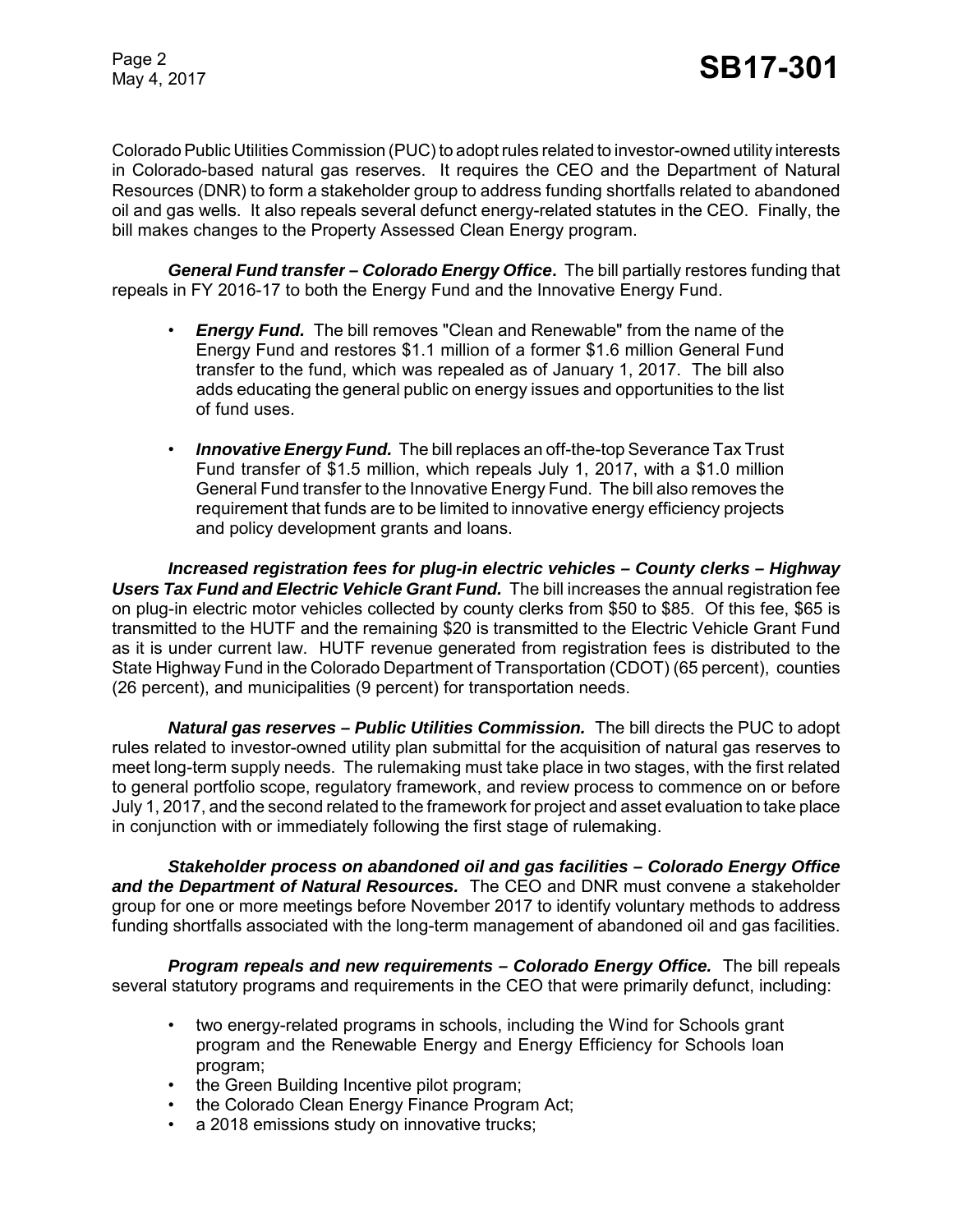Colorado Public Utilities Commission (PUC) to adopt rules related to investor-owned utility interests in Colorado-based natural gas reserves. It requires the CEO and the Department of Natural Resources (DNR) to form a stakeholder group to address funding shortfalls related to abandoned oil and gas wells. It also repeals several defunct energy-related statutes in the CEO. Finally, the bill makes changes to the Property Assessed Clean Energy program.

***General Fund transfer – Colorado Energy Office***. The bill partially restores funding that repeals in FY 2016-17 to both the Energy Fund and the Innovative Energy Fund.

- ***Energy Fund.*** The bill removes "Clean and Renewable" from the name of the Energy Fund and restores $1.1 million of a former $1.6 million General Fund transfer to the fund, which was repealed as of January 1, 2017. The bill also adds educating the general public on energy issues and opportunities to the list of fund uses.
- ***Innovative Energy Fund.*** The bill replaces an off-the-top Severance Tax Trust Fund transfer of $1.5 million, which repeals July 1, 2017, with a $1.0 million General Fund transfer to the Innovative Energy Fund. The bill also removes the requirement that funds are to be limited to innovative energy efficiency projects and policy development grants and loans.

***Increased registration fees for plug-in electric vehicles – County clerks – Highway Users Tax Fund and Electric Vehicle Grant Fund.*** The bill increases the annual registration fee on plug-in electric motor vehicles collected by county clerks from $50 to $85. Of this fee, $65 is transmitted to the HUTF and the remaining $20 is transmitted to the Electric Vehicle Grant Fund as it is under current law. HUTF revenue generated from registration fees is distributed to the State Highway Fund in the Colorado Department of Transportation (CDOT) (65 percent), counties (26 percent), and municipalities (9 percent) for transportation needs.

***Natural gas reserves – Public Utilities Commission.*** The bill directs the PUC to adopt rules related to investor-owned utility plan submittal for the acquisition of natural gas reserves to meet long-term supply needs. The rulemaking must take place in two stages, with the first related to general portfolio scope, regulatory framework, and review process to commence on or before July 1, 2017, and the second related to the framework for project and asset evaluation to take place in conjunction with or immediately following the first stage of rulemaking.

***Stakeholder process on abandoned oil and gas facilities – Colorado Energy Office and the Department of Natural Resources.*** The CEO and DNR must convene a stakeholder group for one or more meetings before November 2017 to identify voluntary methods to address funding shortfalls associated with the long-term management of abandoned oil and gas facilities.

***Program repeals and new requirements – Colorado Energy Office.*** The bill repeals several statutory programs and requirements in the CEO that were primarily defunct, including:

- two energy-related programs in schools, including the Wind for Schools grant program and the Renewable Energy and Energy Efficiency for Schools loan program;
- the Green Building Incentive pilot program;
- the Colorado Clean Energy Finance Program Act;
- a 2018 emissions study on innovative trucks;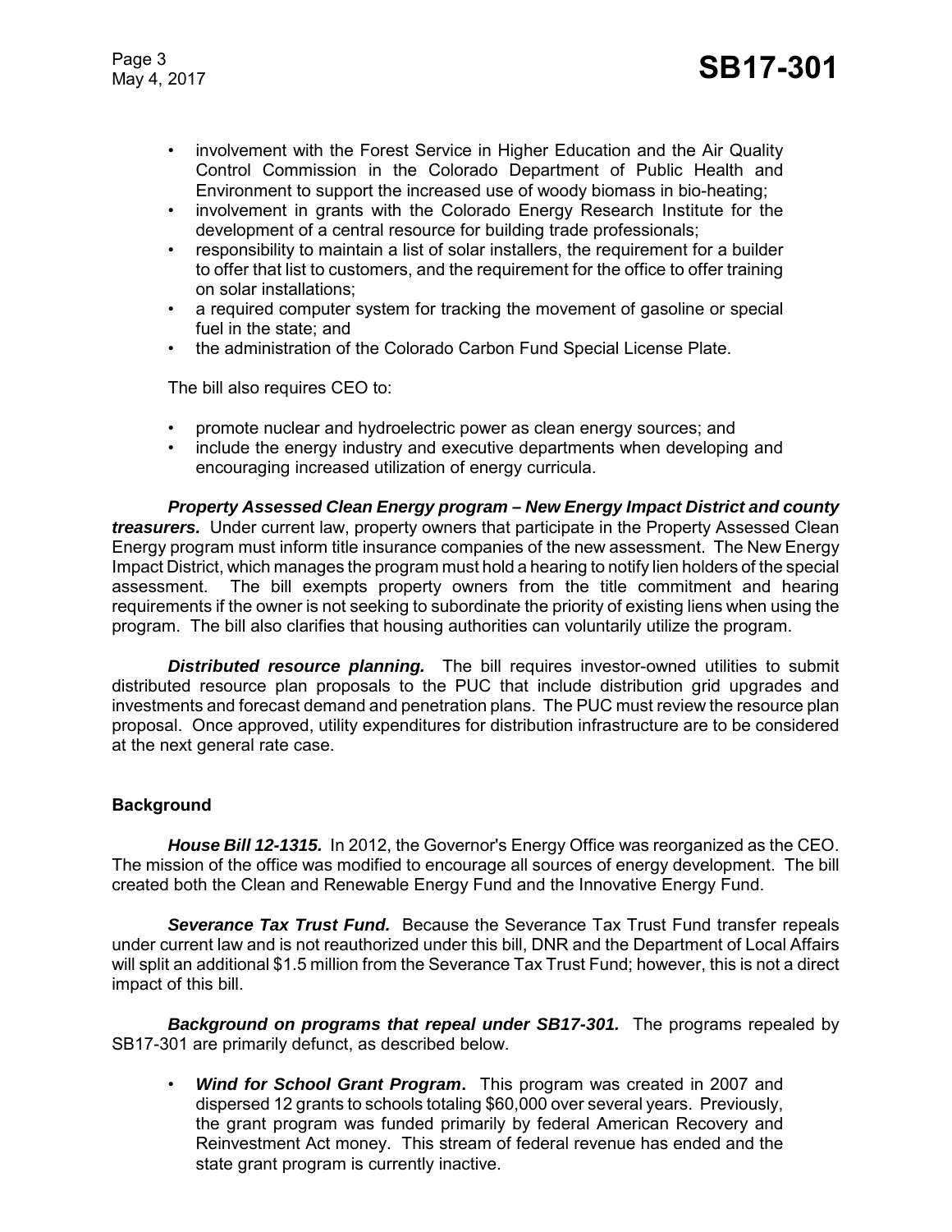- involvement with the Forest Service in Higher Education and the Air Quality Control Commission in the Colorado Department of Public Health and Environment to support the increased use of woody biomass in bio-heating;
- involvement in grants with the Colorado Energy Research Institute for the development of a central resource for building trade professionals;
- responsibility to maintain a list of solar installers, the requirement for a builder to offer that list to customers, and the requirement for the office to offer training on solar installations;
- a required computer system for tracking the movement of gasoline or special fuel in the state; and
- the administration of the Colorado Carbon Fund Special License Plate.

The bill also requires CEO to:

- promote nuclear and hydroelectric power as clean energy sources; and
- include the energy industry and executive departments when developing and encouraging increased utilization of energy curricula.

***Property Assessed Clean Energy program – New Energy Impact District and county treasurers.*** Under current law, property owners that participate in the Property Assessed Clean Energy program must inform title insurance companies of the new assessment. The New Energy Impact District, which manages the program must hold a hearing to notify lien holders of the special assessment. The bill exempts property owners from the title commitment and hearing requirements if the owner is not seeking to subordinate the priority of existing liens when using the program. The bill also clarifies that housing authorities can voluntarily utilize the program.

***Distributed resource planning.*** The bill requires investor-owned utilities to submit distributed resource plan proposals to the PUC that include distribution grid upgrades and investments and forecast demand and penetration plans. The PUC must review the resource plan proposal. Once approved, utility expenditures for distribution infrastructure are to be considered at the next general rate case.

## Background

***House Bill 12-1315.*** In 2012, the Governor's Energy Office was reorganized as the CEO. The mission of the office was modified to encourage all sources of energy development. The bill created both the Clean and Renewable Energy Fund and the Innovative Energy Fund.

***Severance Tax Trust Fund.*** Because the Severance Tax Trust Fund transfer repeals under current law and is not reauthorized under this bill, DNR and the Department of Local Affairs will split an additional $1.5 million from the Severance Tax Trust Fund; however, this is not a direct impact of this bill.

***Background on programs that repeal under SB17-301.*** The programs repealed by SB17-301 are primarily defunct, as described below.

- ***Wind for School Grant Program*****.** This program was created in 2007 and dispersed 12 grants to schools totaling $60,000 over several years. Previously, the grant program was funded primarily by federal American Recovery and Reinvestment Act money. This stream of federal revenue has ended and the state grant program is currently inactive.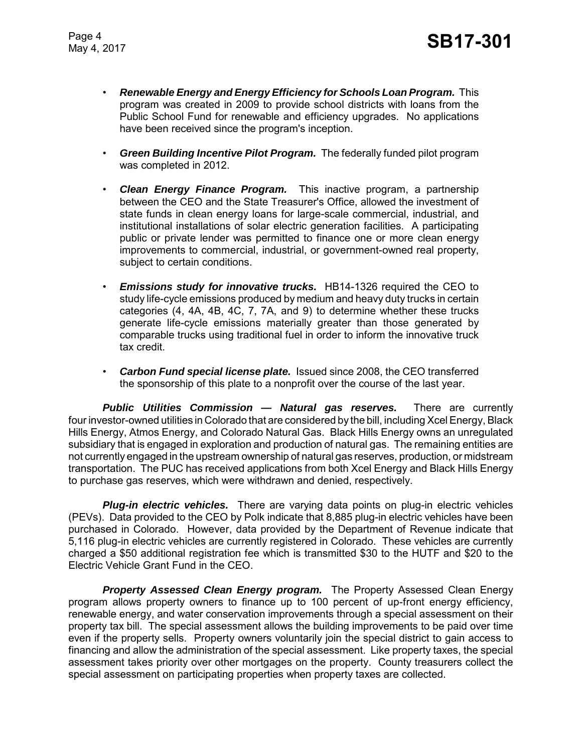- ***Renewable Energy and Energy Efficiency for Schools Loan Program.*** This program was created in 2009 to provide school districts with loans from the Public School Fund for renewable and efficiency upgrades. No applications have been received since the program's inception.

- ***Green Building Incentive Pilot Program.*** The federally funded pilot program was completed in 2012.

- ***Clean Energy Finance Program.*** This inactive program, a partnership between the CEO and the State Treasurer's Office, allowed the investment of state funds in clean energy loans for large-scale commercial, industrial, and institutional installations of solar electric generation facilities. A participating public or private lender was permitted to finance one or more clean energy improvements to commercial, industrial, or government-owned real property, subject to certain conditions.

- ***Emissions study for innovative trucks.*** HB14-1326 required the CEO to study life-cycle emissions produced by medium and heavy duty trucks in certain categories (4, 4A, 4B, 4C, 7, 7A, and 9) to determine whether these trucks generate life-cycle emissions materially greater than those generated by comparable trucks using traditional fuel in order to inform the innovative truck tax credit.

- ***Carbon Fund special license plate.*** Issued since 2008, the CEO transferred the sponsorship of this plate to a nonprofit over the course of the last year.

***Public Utilities Commission — Natural gas reserves.*** There are currently four investor-owned utilities in Colorado that are considered by the bill, including Xcel Energy, Black Hills Energy, Atmos Energy, and Colorado Natural Gas. Black Hills Energy owns an unregulated subsidiary that is engaged in exploration and production of natural gas. The remaining entities are not currently engaged in the upstream ownership of natural gas reserves, production, or midstream transportation. The PUC has received applications from both Xcel Energy and Black Hills Energy to purchase gas reserves, which were withdrawn and denied, respectively.

***Plug-in electric vehicles.*** There are varying data points on plug-in electric vehicles (PEVs). Data provided to the CEO by Polk indicate that 8,885 plug-in electric vehicles have been purchased in Colorado. However, data provided by the Department of Revenue indicate that 5,116 plug-in electric vehicles are currently registered in Colorado. These vehicles are currently charged a $50 additional registration fee which is transmitted $30 to the HUTF and $20 to the Electric Vehicle Grant Fund in the CEO.

***Property Assessed Clean Energy program.*** The Property Assessed Clean Energy program allows property owners to finance up to 100 percent of up-front energy efficiency, renewable energy, and water conservation improvements through a special assessment on their property tax bill. The special assessment allows the building improvements to be paid over time even if the property sells. Property owners voluntarily join the special district to gain access to financing and allow the administration of the special assessment. Like property taxes, the special assessment takes priority over other mortgages on the property. County treasurers collect the special assessment on participating properties when property taxes are collected.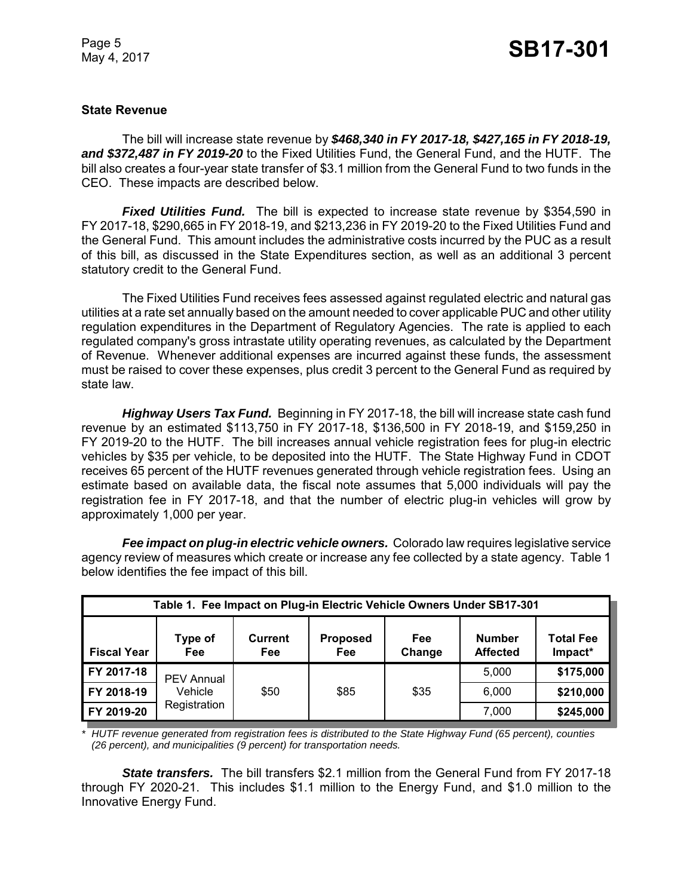### State Revenue

The bill will increase state revenue by ***$468,340 in FY 2017-18, $427,165 in FY 2018-19, and $372,487 in FY 2019-20*** to the Fixed Utilities Fund, the General Fund, and the HUTF. The bill also creates a four-year state transfer of $3.1 million from the General Fund to two funds in the CEO. These impacts are described below.

***Fixed Utilities Fund.*** The bill is expected to increase state revenue by $354,590 in FY 2017-18, $290,665 in FY 2018-19, and $213,236 in FY 2019-20 to the Fixed Utilities Fund and the General Fund. This amount includes the administrative costs incurred by the PUC as a result of this bill, as discussed in the State Expenditures section, as well as an additional 3 percent statutory credit to the General Fund.

The Fixed Utilities Fund receives fees assessed against regulated electric and natural gas utilities at a rate set annually based on the amount needed to cover applicable PUC and other utility regulation expenditures in the Department of Regulatory Agencies. The rate is applied to each regulated company's gross intrastate utility operating revenues, as calculated by the Department of Revenue. Whenever additional expenses are incurred against these funds, the assessment must be raised to cover these expenses, plus credit 3 percent to the General Fund as required by state law.

***Highway Users Tax Fund.*** Beginning in FY 2017-18, the bill will increase state cash fund revenue by an estimated $113,750 in FY 2017-18, $136,500 in FY 2018-19, and $159,250 in FY 2019-20 to the HUTF. The bill increases annual vehicle registration fees for plug-in electric vehicles by $35 per vehicle, to be deposited into the HUTF. The State Highway Fund in CDOT receives 65 percent of the HUTF revenues generated through vehicle registration fees. Using an estimate based on available data, the fiscal note assumes that 5,000 individuals will pay the registration fee in FY 2017-18, and that the number of electric plug-in vehicles will grow by approximately 1,000 per year.

***Fee impact on plug-in electric vehicle owners.*** Colorado law requires legislative service agency review of measures which create or increase any fee collected by a state agency. Table 1 below identifies the fee impact of this bill.

**Table 1. Fee Impact on Plug-in Electric Vehicle Owners Under SB17-301**

| Fiscal Year | Type of Fee | Current Fee | Proposed Fee | Fee Change | Number Affected | Total Fee Impact* |
|---|---|---|---|---|---|---|
| FY 2017-18 | PEV Annual Vehicle Registration | $50 | $85 | $35 | 5,000 | **$175,000** |
| FY 2018-19 | | | | | 6,000 | **$210,000** |
| FY 2019-20 | | | | | 7,000 | **$245,000** |

*\* HUTF revenue generated from registration fees is distributed to the State Highway Fund (65 percent), counties (26 percent), and municipalities (9 percent) for transportation needs.*

***State transfers.*** The bill transfers $2.1 million from the General Fund from FY 2017-18 through FY 2020-21. This includes $1.1 million to the Energy Fund, and $1.0 million to the Innovative Energy Fund.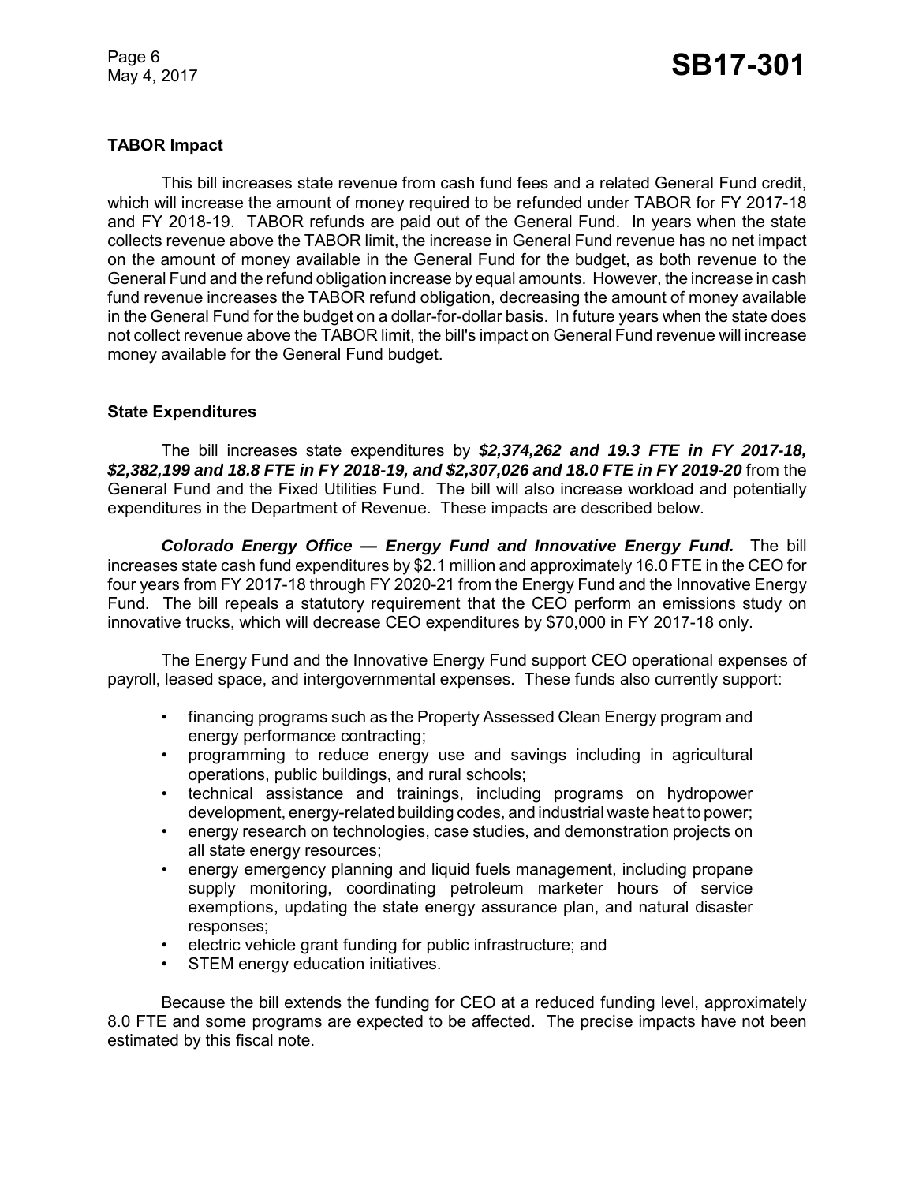**TABOR Impact**

This bill increases state revenue from cash fund fees and a related General Fund credit, which will increase the amount of money required to be refunded under TABOR for FY 2017-18 and FY 2018-19. TABOR refunds are paid out of the General Fund. In years when the state collects revenue above the TABOR limit, the increase in General Fund revenue has no net impact on the amount of money available in the General Fund for the budget, as both revenue to the General Fund and the refund obligation increase by equal amounts. However, the increase in cash fund revenue increases the TABOR refund obligation, decreasing the amount of money available in the General Fund for the budget on a dollar-for-dollar basis. In future years when the state does not collect revenue above the TABOR limit, the bill's impact on General Fund revenue will increase money available for the General Fund budget.

**State Expenditures**

The bill increases state expenditures by ***$2,374,262 and 19.3 FTE in FY 2017-18, $2,382,199 and 18.8 FTE in FY 2018-19, and $2,307,026 and 18.0 FTE in FY 2019-20*** from the General Fund and the Fixed Utilities Fund. The bill will also increase workload and potentially expenditures in the Department of Revenue. These impacts are described below.

***Colorado Energy Office — Energy Fund and Innovative Energy Fund.*** The bill increases state cash fund expenditures by $2.1 million and approximately 16.0 FTE in the CEO for four years from FY 2017-18 through FY 2020-21 from the Energy Fund and the Innovative Energy Fund. The bill repeals a statutory requirement that the CEO perform an emissions study on innovative trucks, which will decrease CEO expenditures by $70,000 in FY 2017-18 only.

The Energy Fund and the Innovative Energy Fund support CEO operational expenses of payroll, leased space, and intergovernmental expenses. These funds also currently support:

- financing programs such as the Property Assessed Clean Energy program and energy performance contracting;
- programming to reduce energy use and savings including in agricultural operations, public buildings, and rural schools;
- technical assistance and trainings, including programs on hydropower development, energy-related building codes, and industrial waste heat to power;
- energy research on technologies, case studies, and demonstration projects on all state energy resources;
- energy emergency planning and liquid fuels management, including propane supply monitoring, coordinating petroleum marketer hours of service exemptions, updating the state energy assurance plan, and natural disaster responses;
- electric vehicle grant funding for public infrastructure; and
- STEM energy education initiatives.

Because the bill extends the funding for CEO at a reduced funding level, approximately 8.0 FTE and some programs are expected to be affected. The precise impacts have not been estimated by this fiscal note.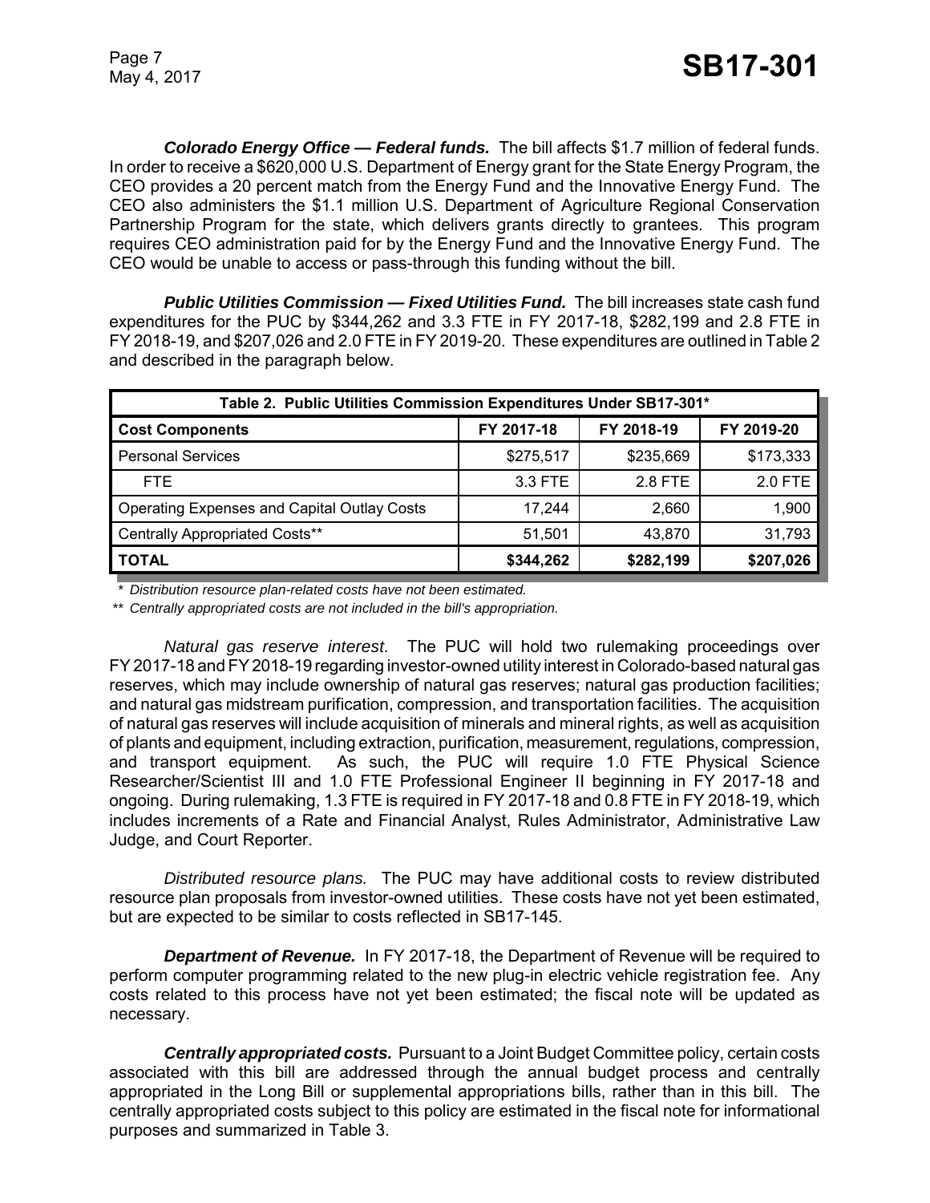***Colorado Energy Office — Federal funds.*** The bill affects $1.7 million of federal funds. In order to receive a $620,000 U.S. Department of Energy grant for the State Energy Program, the CEO provides a 20 percent match from the Energy Fund and the Innovative Energy Fund. The CEO also administers the $1.1 million U.S. Department of Agriculture Regional Conservation Partnership Program for the state, which delivers grants directly to grantees. This program requires CEO administration paid for by the Energy Fund and the Innovative Energy Fund. The CEO would be unable to access or pass-through this funding without the bill.

***Public Utilities Commission — Fixed Utilities Fund.*** The bill increases state cash fund expenditures for the PUC by $344,262 and 3.3 FTE in FY 2017-18, $282,199 and 2.8 FTE in FY 2018-19, and $207,026 and 2.0 FTE in FY 2019-20. These expenditures are outlined in Table 2 and described in the paragraph below.

| Table 2. Public Utilities Commission Expenditures Under SB17-301* | | | |
|---|---|---|---|
| **Cost Components** | **FY 2017-18** | **FY 2018-19** | **FY 2019-20** |
| Personal Services | $275,517 | $235,669 | $173,333 |
| FTE | 3.3 FTE | 2.8 FTE | 2.0 FTE |
| Operating Expenses and Capital Outlay Costs | 17,244 | 2,660 | 1,900 |
| Centrally Appropriated Costs** | 51,501 | 43,870 | 31,793 |
| **TOTAL** | **$344,262** | **$282,199** | **$207,026** |

*\* Distribution resource plan-related costs have not been estimated.*

*\*\* Centrally appropriated costs are not included in the bill's appropriation.*

*Natural gas reserve interest.* The PUC will hold two rulemaking proceedings over FY 2017-18 and FY 2018-19 regarding investor-owned utility interest in Colorado-based natural gas reserves, which may include ownership of natural gas reserves; natural gas production facilities; and natural gas midstream purification, compression, and transportation facilities. The acquisition of natural gas reserves will include acquisition of minerals and mineral rights, as well as acquisition of plants and equipment, including extraction, purification, measurement, regulations, compression, and transport equipment. As such, the PUC will require 1.0 FTE Physical Science Researcher/Scientist III and 1.0 FTE Professional Engineer II beginning in FY 2017-18 and ongoing. During rulemaking, 1.3 FTE is required in FY 2017-18 and 0.8 FTE in FY 2018-19, which includes increments of a Rate and Financial Analyst, Rules Administrator, Administrative Law Judge, and Court Reporter.

*Distributed resource plans.* The PUC may have additional costs to review distributed resource plan proposals from investor-owned utilities. These costs have not yet been estimated, but are expected to be similar to costs reflected in SB17-145.

***Department of Revenue.*** In FY 2017-18, the Department of Revenue will be required to perform computer programming related to the new plug-in electric vehicle registration fee. Any costs related to this process have not yet been estimated; the fiscal note will be updated as necessary.

***Centrally appropriated costs.*** Pursuant to a Joint Budget Committee policy, certain costs associated with this bill are addressed through the annual budget process and centrally appropriated in the Long Bill or supplemental appropriations bills, rather than in this bill. The centrally appropriated costs subject to this policy are estimated in the fiscal note for informational purposes and summarized in Table 3.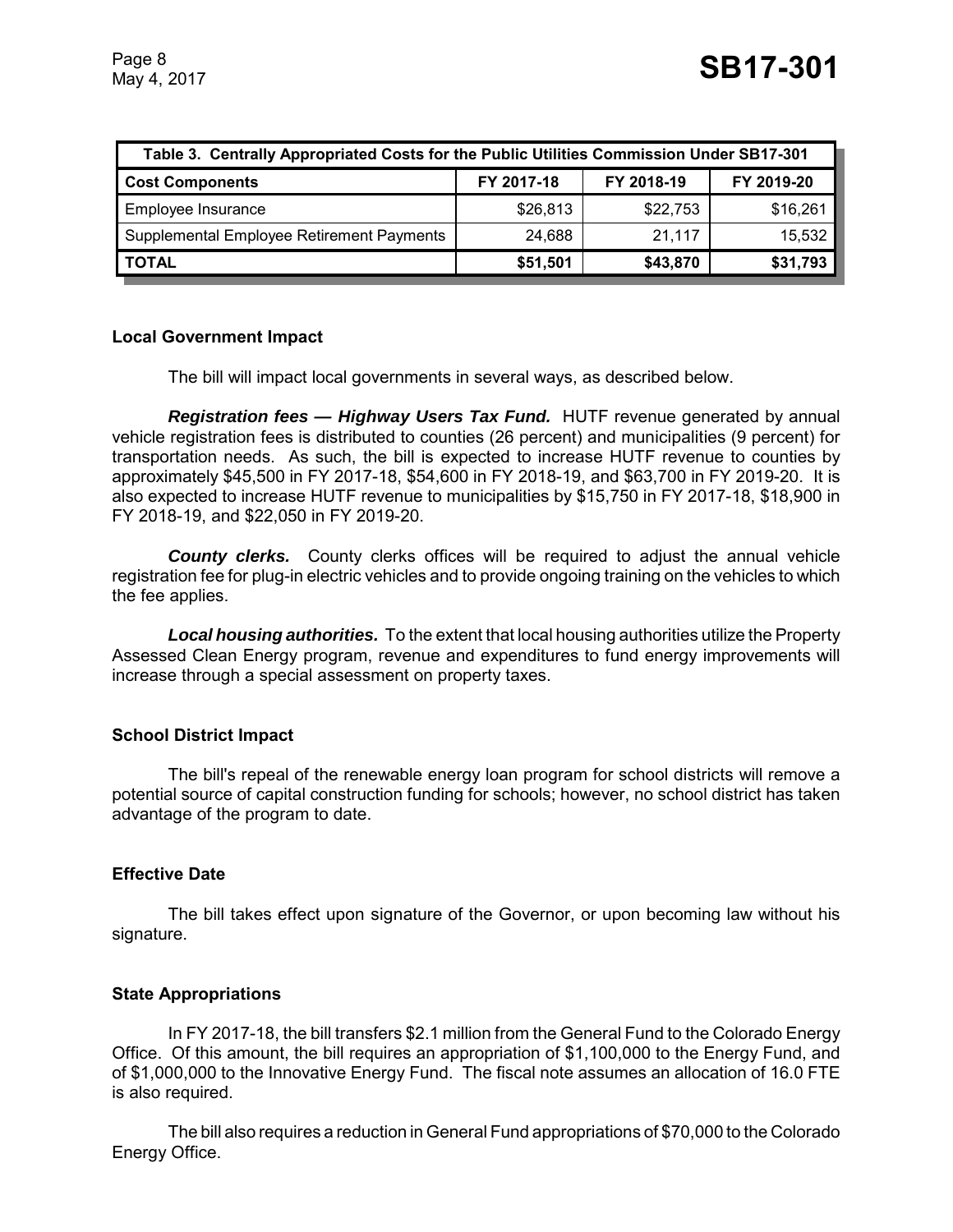| Table 3. Centrally Appropriated Costs for the Public Utilities Commission Under SB17-301 | | | |
|---|---|---|---|
| **Cost Components** | **FY 2017-18** | **FY 2018-19** | **FY 2019-20** |
| Employee Insurance | $26,813 | $22,753 | $16,261 |
| Supplemental Employee Retirement Payments | 24,688 | 21,117 | 15,532 |
| **TOTAL** | **$51,501** | **$43,870** | **$31,793** |

### Local Government Impact

The bill will impact local governments in several ways, as described below.

***Registration fees — Highway Users Tax Fund.*** HUTF revenue generated by annual vehicle registration fees is distributed to counties (26 percent) and municipalities (9 percent) for transportation needs. As such, the bill is expected to increase HUTF revenue to counties by approximately $45,500 in FY 2017-18, $54,600 in FY 2018-19, and $63,700 in FY 2019-20. It is also expected to increase HUTF revenue to municipalities by $15,750 in FY 2017-18, $18,900 in FY 2018-19, and $22,050 in FY 2019-20.

***County clerks.*** County clerks offices will be required to adjust the annual vehicle registration fee for plug-in electric vehicles and to provide ongoing training on the vehicles to which the fee applies.

***Local housing authorities.*** To the extent that local housing authorities utilize the Property Assessed Clean Energy program, revenue and expenditures to fund energy improvements will increase through a special assessment on property taxes.

### School District Impact

The bill's repeal of the renewable energy loan program for school districts will remove a potential source of capital construction funding for schools; however, no school district has taken advantage of the program to date.

### Effective Date

The bill takes effect upon signature of the Governor, or upon becoming law without his signature.

### State Appropriations

In FY 2017-18, the bill transfers $2.1 million from the General Fund to the Colorado Energy Office. Of this amount, the bill requires an appropriation of $1,100,000 to the Energy Fund, and of $1,000,000 to the Innovative Energy Fund. The fiscal note assumes an allocation of 16.0 FTE is also required.

The bill also requires a reduction in General Fund appropriations of $70,000 to the Colorado Energy Office.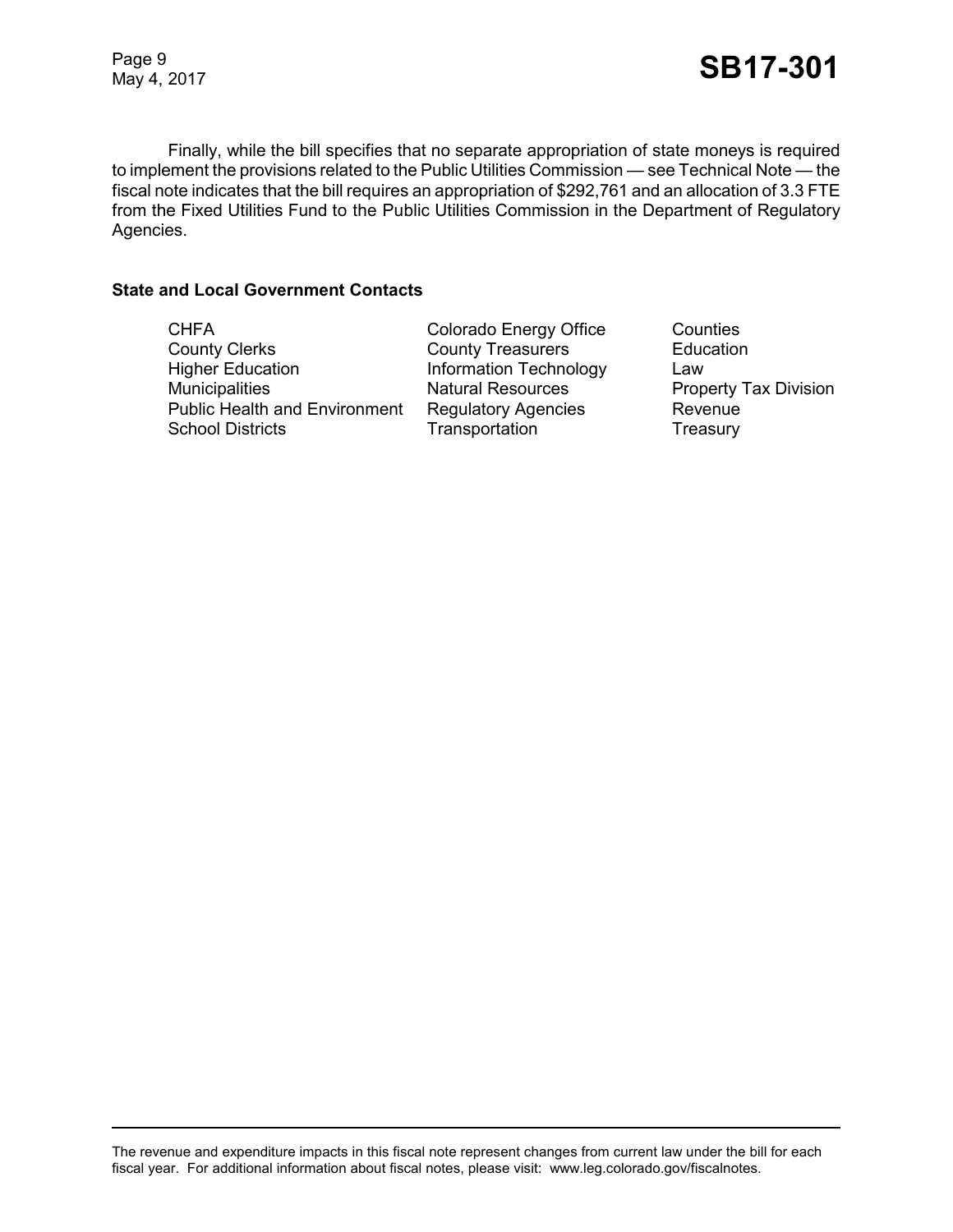Finally, while the bill specifies that no separate appropriation of state moneys is required to implement the provisions related to the Public Utilities Commission — see Technical Note — the fiscal note indicates that the bill requires an appropriation of $292,761 and an allocation of 3.3 FTE from the Fixed Utilities Fund to the Public Utilities Commission in the Department of Regulatory Agencies.

**State and Local Government Contacts**

| | | |
|---|---|---|
| CHFA | Colorado Energy Office | Counties |
| County Clerks | County Treasurers | Education |
| Higher Education | Information Technology | Law |
| Municipalities | Natural Resources | Property Tax Division |
| Public Health and Environment | Regulatory Agencies | Revenue |
| School Districts | Transportation | Treasury |

The revenue and expenditure impacts in this fiscal note represent changes from current law under the bill for each fiscal year. For additional information about fiscal notes, please visit: www.leg.colorado.gov/fiscalnotes.